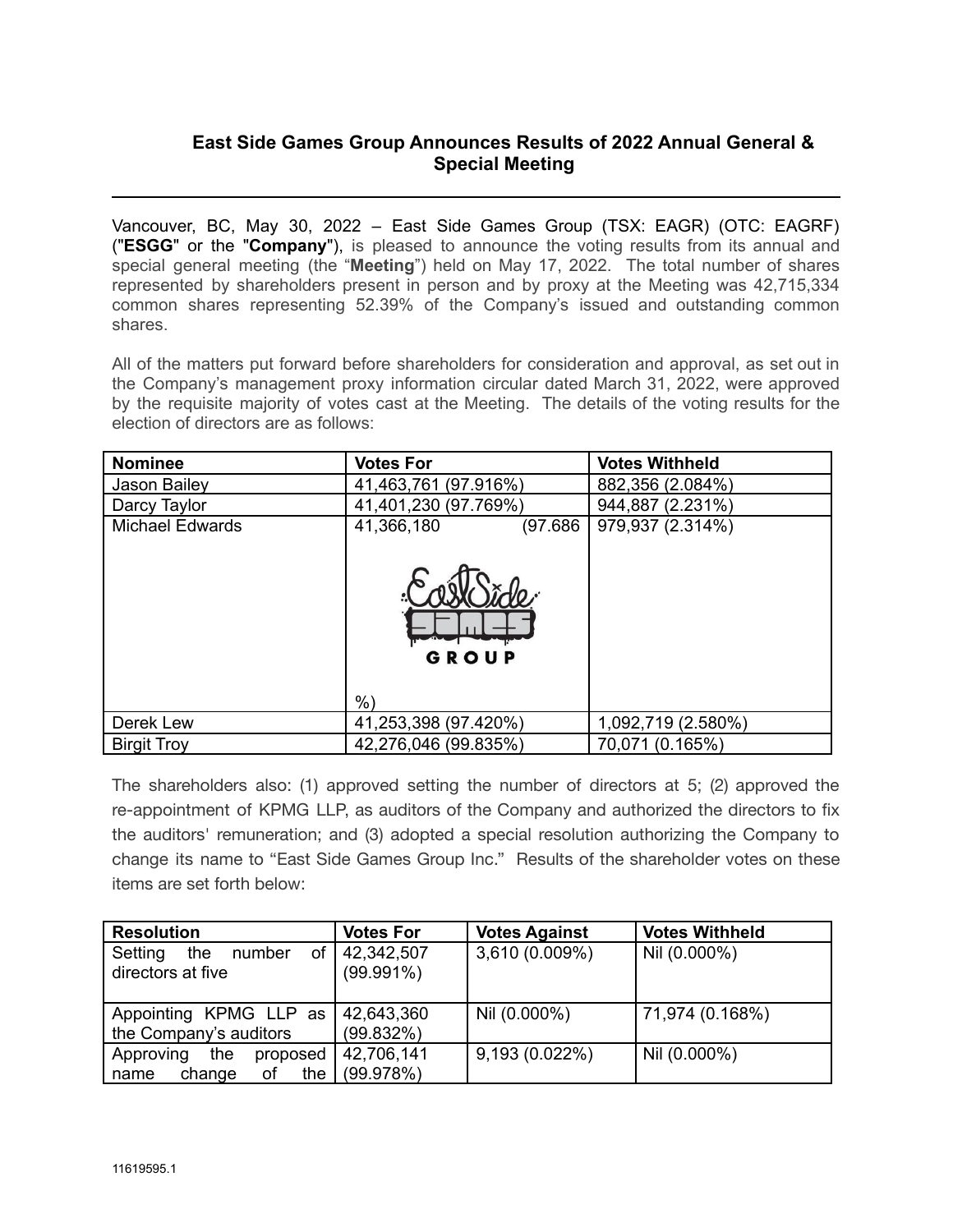# East Side Games Group Announces Results of 2022 Annual General & Special Meeting

Vancouver, BC, May 30, 2022 – East Side Games Group (TSX: EAGR) (OTC: EAGRF) ("**ESGG**" or the "**Company**"), is pleased to announce the voting results from its annual and special general meeting (the "**Meeting**") held on May 17, 2022. The total number of shares represented by shareholders present in person and by proxy at the Meeting was 42,715,334 common shares representing 52.39% of the Company's issued and outstanding common shares.

All of the matters put forward before shareholders for consideration and approval, as set out in the Company's management proxy information circular dated March 31, 2022, were approved by the requisite majority of votes cast at the Meeting. The details of the voting results for the election of directors are as follows:

| Nominee | Votes For | Votes Withheld |
|---|---|---|
| Jason Bailey | 41,463,761 (97.916%) | 882,356 (2.084%) |
| Darcy Taylor | 41,401,230 (97.769%) | 944,887 (2.231%) |
| Michael Edwards | 41,366,180 (97.686%) | 979,937 (2.314%) |
| Derek Lew | 41,253,398 (97.420%) | 1,092,719 (2.580%) |
| Birgit Troy | 42,276,046 (99.835%) | 70,071 (0.165%) |

The shareholders also: (1) approved setting the number of directors at 5; (2) approved the re-appointment of KPMG LLP, as auditors of the Company and authorized the directors to fix the auditors' remuneration; and (3) adopted a special resolution authorizing the Company to change its name to "East Side Games Group Inc." Results of the shareholder votes on these items are set forth below:

| Resolution | Votes For | Votes Against | Votes Withheld |
|---|---|---|---|
| Setting the number of directors at five | 42,342,507 (99.991%) | 3,610 (0.009%) | Nil (0.000%) |
| Appointing KPMG LLP as the Company's auditors | 42,643,360 (99.832%) | Nil (0.000%) | 71,974 (0.168%) |
| Approving the proposed name change of the | 42,706,141 (99.978%) | 9,193 (0.022%) | Nil (0.000%) |

11619595.1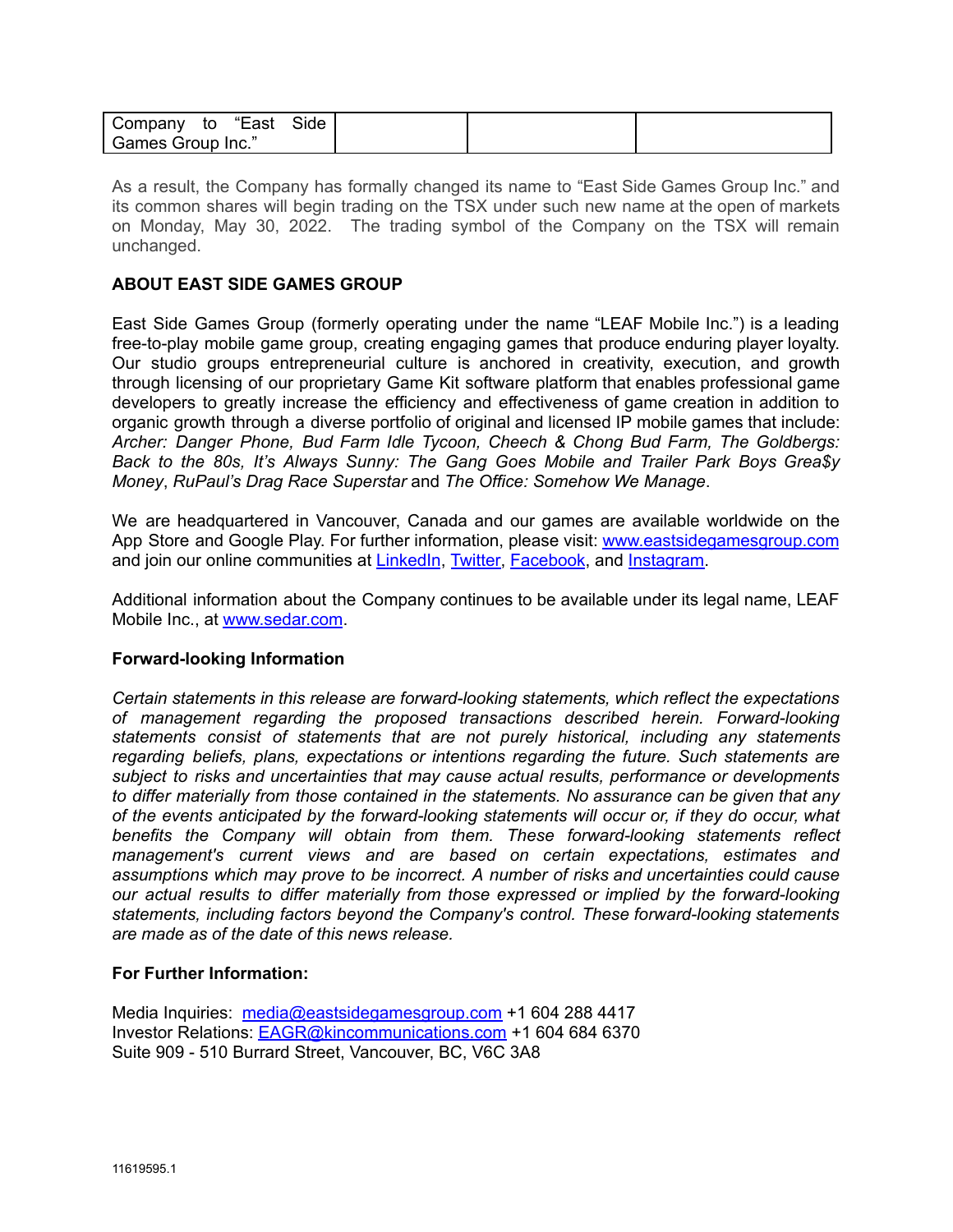| | | | |
|---|---|---|---|
| Company to "East Side Games Group Inc." | | | |

As a result, the Company has formally changed its name to "East Side Games Group Inc." and its common shares will begin trading on the TSX under such new name at the open of markets on Monday, May 30, 2022. The trading symbol of the Company on the TSX will remain unchanged.

**ABOUT EAST SIDE GAMES GROUP**

East Side Games Group (formerly operating under the name "LEAF Mobile Inc.") is a leading free-to-play mobile game group, creating engaging games that produce enduring player loyalty. Our studio groups entrepreneurial culture is anchored in creativity, execution, and growth through licensing of our proprietary Game Kit software platform that enables professional game developers to greatly increase the efficiency and effectiveness of game creation in addition to organic growth through a diverse portfolio of original and licensed IP mobile games that include: *Archer: Danger Phone, Bud Farm Idle Tycoon, Cheech & Chong Bud Farm, The Goldbergs: Back to the 80s, It's Always Sunny: The Gang Goes Mobile and Trailer Park Boys Grea$y Money*, *RuPaul's Drag Race Superstar* and *The Office: Somehow We Manage*.

We are headquartered in Vancouver, Canada and our games are available worldwide on the App Store and Google Play. For further information, please visit: www.eastsidegamesgroup.com and join our online communities at LinkedIn, Twitter, Facebook, and Instagram.

Additional information about the Company continues to be available under its legal name, LEAF Mobile Inc., at www.sedar.com.

**Forward-looking Information**

*Certain statements in this release are forward-looking statements, which reflect the expectations of management regarding the proposed transactions described herein. Forward-looking statements consist of statements that are not purely historical, including any statements regarding beliefs, plans, expectations or intentions regarding the future. Such statements are subject to risks and uncertainties that may cause actual results, performance or developments to differ materially from those contained in the statements. No assurance can be given that any of the events anticipated by the forward-looking statements will occur or, if they do occur, what benefits the Company will obtain from them. These forward-looking statements reflect management's current views and are based on certain expectations, estimates and assumptions which may prove to be incorrect. A number of risks and uncertainties could cause our actual results to differ materially from those expressed or implied by the forward-looking statements, including factors beyond the Company's control. These forward-looking statements are made as of the date of this news release.*

**For Further Information:**

Media Inquiries: media@eastsidegamesgroup.com +1 604 288 4417
Investor Relations: EAGR@kincommunications.com +1 604 684 6370
Suite 909 - 510 Burrard Street, Vancouver, BC, V6C 3A8

11619595.1